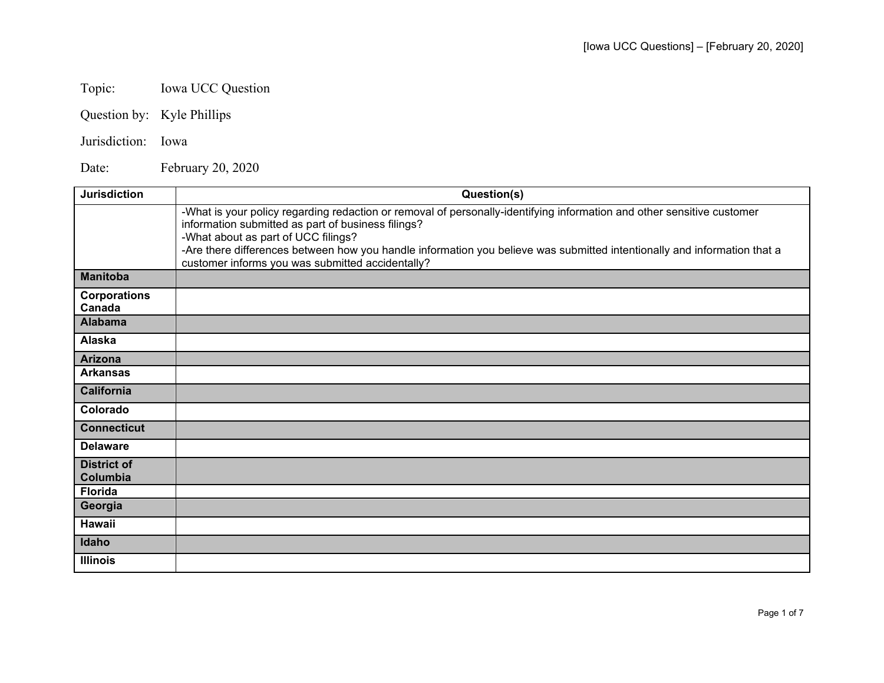Topic: Iowa UCC Question

Question by: Kyle Phillips

Jurisdiction: Iowa

Date: February 20, 2020

| Jurisdiction | Question(s) |
|---|---|
| | -What is your policy regarding redaction or removal of personally-identifying information and other sensitive customer information submitted as part of business filings?<br>-What about as part of UCC filings?<br>-Are there differences between how you handle information you believe was submitted intentionally and information that a customer informs you was submitted accidentally? |
| **Manitoba** | |
| **Corporations Canada** | |
| **Alabama** | |
| **Alaska** | |
| **Arizona** | |
| **Arkansas** | |
| **California** | |
| **Colorado** | |
| **Connecticut** | |
| **Delaware** | |
| **District of Columbia** | |
| **Florida** | |
| **Georgia** | |
| **Hawaii** | |
| **Idaho** | |
| **Illinois** | |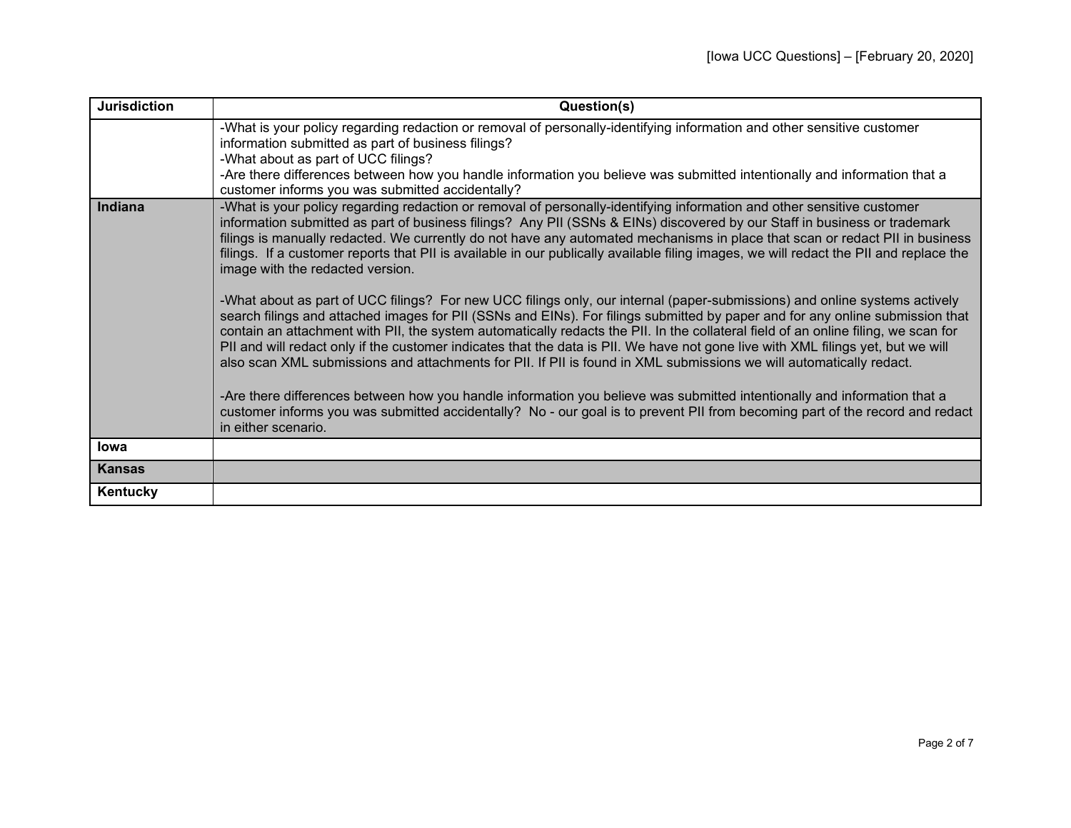| Jurisdiction | Question(s) |
| --- | --- |
| | -What is your policy regarding redaction or removal of personally-identifying information and other sensitive customer information submitted as part of business filings?<br>-What about as part of UCC filings?<br>-Are there differences between how you handle information you believe was submitted intentionally and information that a customer informs you was submitted accidentally? |
| **Indiana** | -What is your policy regarding redaction or removal of personally-identifying information and other sensitive customer information submitted as part of business filings? Any PII (SSNs & EINs) discovered by our Staff in business or trademark filings is manually redacted. We currently do not have any automated mechanisms in place that scan or redact PII in business filings. If a customer reports that PII is available in our publically available filing images, we will redact the PII and replace the image with the redacted version.<br><br>-What about as part of UCC filings? For new UCC filings only, our internal (paper-submissions) and online systems actively search filings and attached images for PII (SSNs and EINs). For filings submitted by paper and for any online submission that contain an attachment with PII, the system automatically redacts the PII. In the collateral field of an online filing, we scan for PII and will redact only if the customer indicates that the data is PII. We have not gone live with XML filings yet, but we will also scan XML submissions and attachments for PII. If PII is found in XML submissions we will automatically redact.<br><br>-Are there differences between how you handle information you believe was submitted intentionally and information that a customer informs you was submitted accidentally? No - our goal is to prevent PII from becoming part of the record and redact in either scenario. |
| **Iowa** | |
| **Kansas** | |
| **Kentucky** | |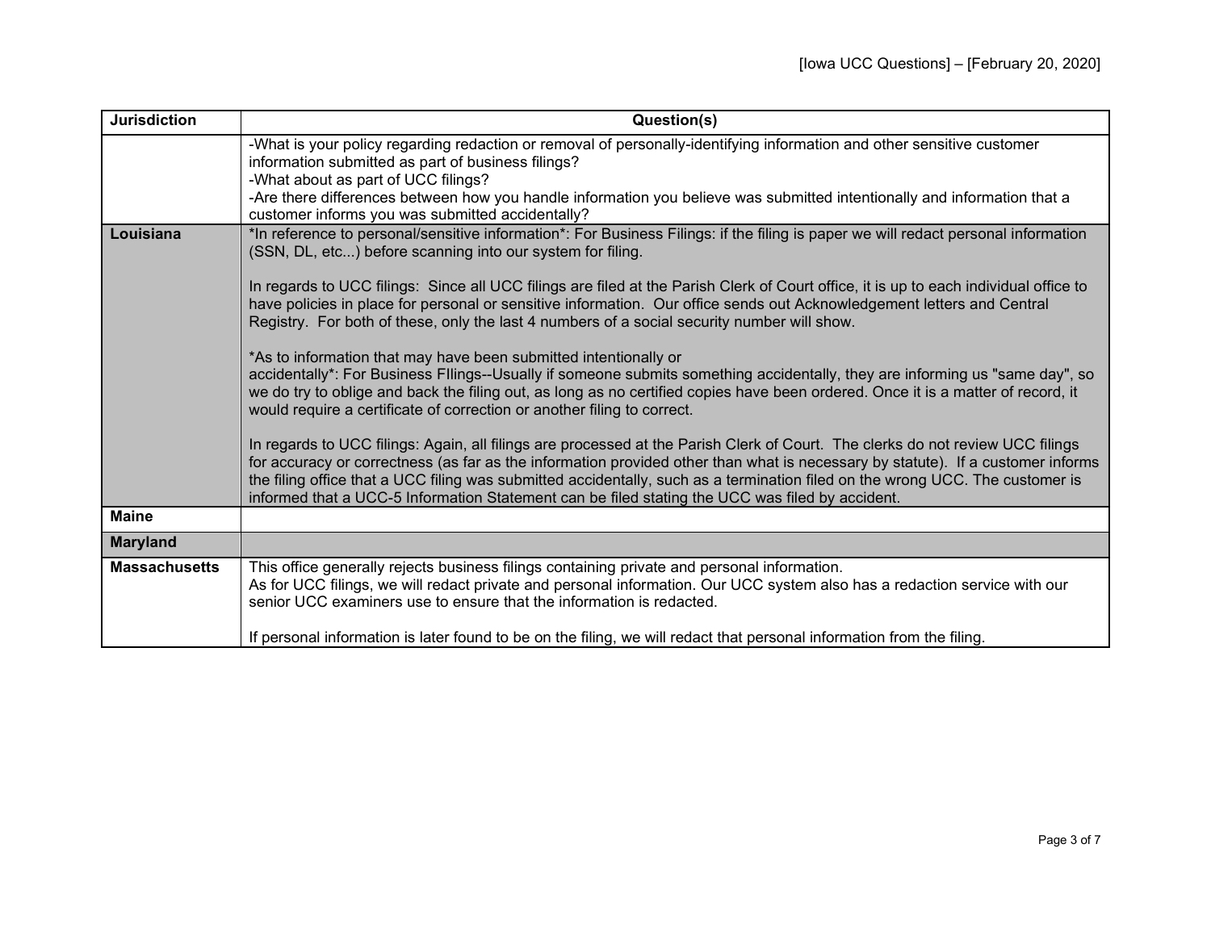| Jurisdiction | Question(s) |
|---|---|
| | -What is your policy regarding redaction or removal of personally-identifying information and other sensitive customer information submitted as part of business filings?<br>-What about as part of UCC filings?<br>-Are there differences between how you handle information you believe was submitted intentionally and information that a customer informs you was submitted accidentally? |
| **Louisiana** | *In reference to personal/sensitive information*: For Business Filings: if the filing is paper we will redact personal information (SSN, DL, etc...) before scanning into our system for filing.<br><br>In regards to UCC filings: Since all UCC filings are filed at the Parish Clerk of Court office, it is up to each individual office to have policies in place for personal or sensitive information. Our office sends out Acknowledgement letters and Central Registry. For both of these, only the last 4 numbers of a social security number will show.<br><br>*As to information that may have been submitted intentionally or accidentally*: For Business FIlings--Usually if someone submits something accidentally, they are informing us "same day", so we do try to oblige and back the filing out, as long as no certified copies have been ordered. Once it is a matter of record, it would require a certificate of correction or another filing to correct.<br><br>In regards to UCC filings: Again, all filings are processed at the Parish Clerk of Court. The clerks do not review UCC filings for accuracy or correctness (as far as the information provided other than what is necessary by statute). If a customer informs the filing office that a UCC filing was submitted accidentally, such as a termination filed on the wrong UCC. The customer is informed that a UCC-5 Information Statement can be filed stating the UCC was filed by accident. |
| **Maine** | |
| **Maryland** | |
| **Massachusetts** | This office generally rejects business filings containing private and personal information.<br>As for UCC filings, we will redact private and personal information. Our UCC system also has a redaction service with our senior UCC examiners use to ensure that the information is redacted.<br><br>If personal information is later found to be on the filing, we will redact that personal information from the filing. |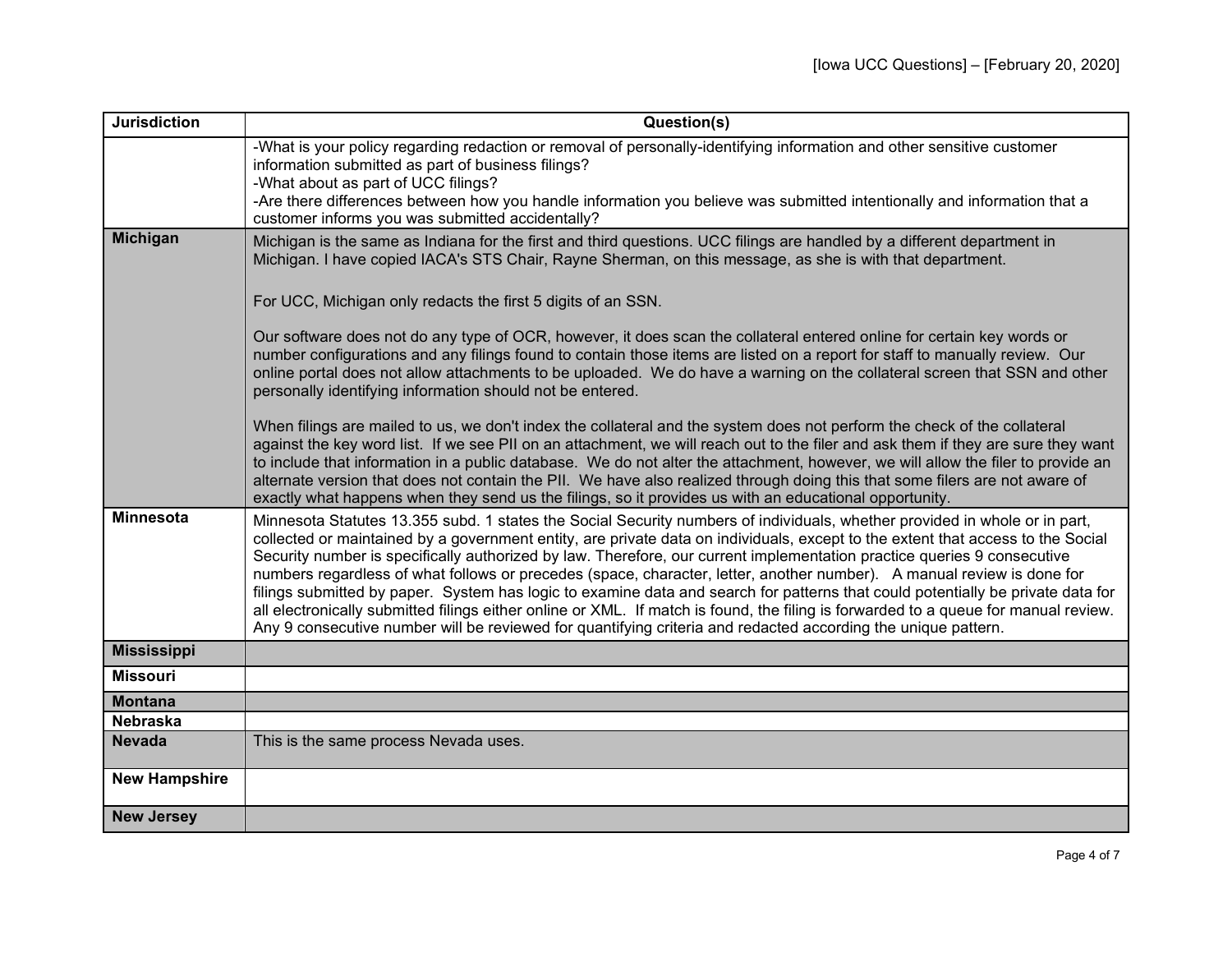| Jurisdiction | Question(s) |
|---|---|
| | -What is your policy regarding redaction or removal of personally-identifying information and other sensitive customer information submitted as part of business filings?<br>-What about as part of UCC filings?<br>-Are there differences between how you handle information you believe was submitted intentionally and information that a customer informs you was submitted accidentally? |
| **Michigan** | Michigan is the same as Indiana for the first and third questions. UCC filings are handled by a different department in Michigan. I have copied IACA's STS Chair, Rayne Sherman, on this message, as she is with that department.<br><br>For UCC, Michigan only redacts the first 5 digits of an SSN.<br><br>Our software does not do any type of OCR, however, it does scan the collateral entered online for certain key words or number configurations and any filings found to contain those items are listed on a report for staff to manually review. Our online portal does not allow attachments to be uploaded. We do have a warning on the collateral screen that SSN and other personally identifying information should not be entered.<br><br>When filings are mailed to us, we don't index the collateral and the system does not perform the check of the collateral against the key word list. If we see PII on an attachment, we will reach out to the filer and ask them if they are sure they want to include that information in a public database. We do not alter the attachment, however, we will allow the filer to provide an alternate version that does not contain the PII. We have also realized through doing this that some filers are not aware of exactly what happens when they send us the filings, so it provides us with an educational opportunity. |
| **Minnesota** | Minnesota Statutes 13.355 subd. 1 states the Social Security numbers of individuals, whether provided in whole or in part, collected or maintained by a government entity, are private data on individuals, except to the extent that access to the Social Security number is specifically authorized by law. Therefore, our current implementation practice queries 9 consecutive numbers regardless of what follows or precedes (space, character, letter, another number). A manual review is done for filings submitted by paper. System has logic to examine data and search for patterns that could potentially be private data for all electronically submitted filings either online or XML. If match is found, the filing is forwarded to a queue for manual review. Any 9 consecutive number will be reviewed for quantifying criteria and redacted according the unique pattern. |
| **Mississippi** | |
| **Missouri** | |
| **Montana** | |
| **Nebraska** | |
| **Nevada** | This is the same process Nevada uses. |
| **New Hampshire** | |
| **New Jersey** | |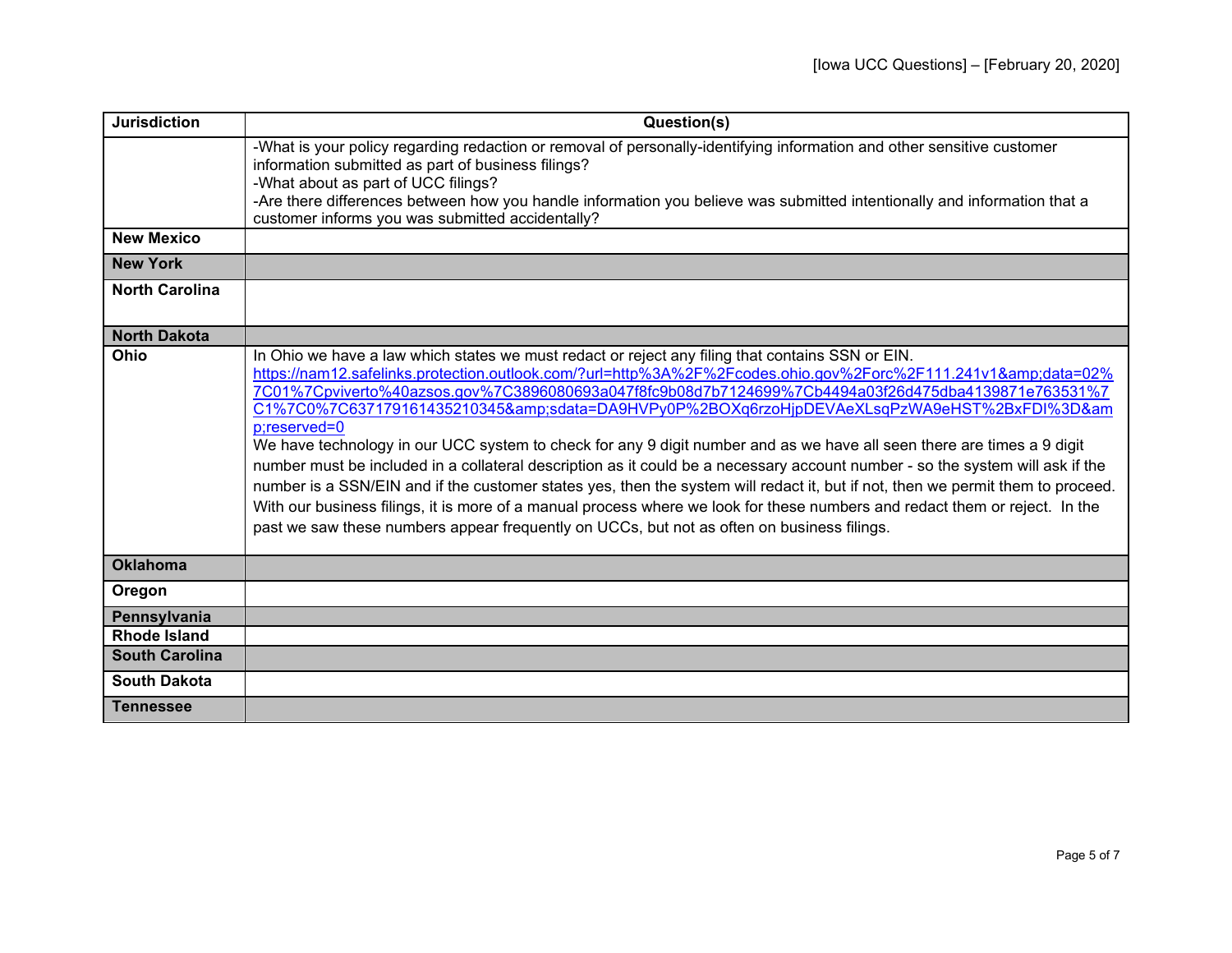| Jurisdiction | Question(s) |
| --- | --- |
| | -What is your policy regarding redaction or removal of personally-identifying information and other sensitive customer information submitted as part of business filings?<br>-What about as part of UCC filings?<br>-Are there differences between how you handle information you believe was submitted intentionally and information that a customer informs you was submitted accidentally? |
| **New Mexico** | |
| **New York** | |
| **North Carolina** | |
| **North Dakota** | |
| **Ohio** | In Ohio we have a law which states we must redact or reject any filing that contains SSN or EIN.<br>https://nam12.safelinks.protection.outlook.com/?url=http%3A%2F%2Fcodes.ohio.gov%2Forc%2F111.241v1&amp;data=02%7C01%7Cpviverto%40azsos.gov%7C3896080693a047f8fc9b08d7b7124699%7Cb4494a03f26d475dba4139871e763531%7C1%7C0%7C637179161435210345&amp;sdata=DA9HVPy0P%2BOXq6rzoHjpDEVAeXLsqPzWA9eHST%2BxFDI%3D&amp;reserved=0<br>We have technology in our UCC system to check for any 9 digit number and as we have all seen there are times a 9 digit number must be included in a collateral description as it could be a necessary account number - so the system will ask if the number is a SSN/EIN and if the customer states yes, then the system will redact it, but if not, then we permit them to proceed. With our business filings, it is more of a manual process where we look for these numbers and redact them or reject. In the past we saw these numbers appear frequently on UCCs, but not as often on business filings. |
| **Oklahoma** | |
| **Oregon** | |
| **Pennsylvania** | |
| **Rhode Island** | |
| **South Carolina** | |
| **South Dakota** | |
| **Tennessee** | |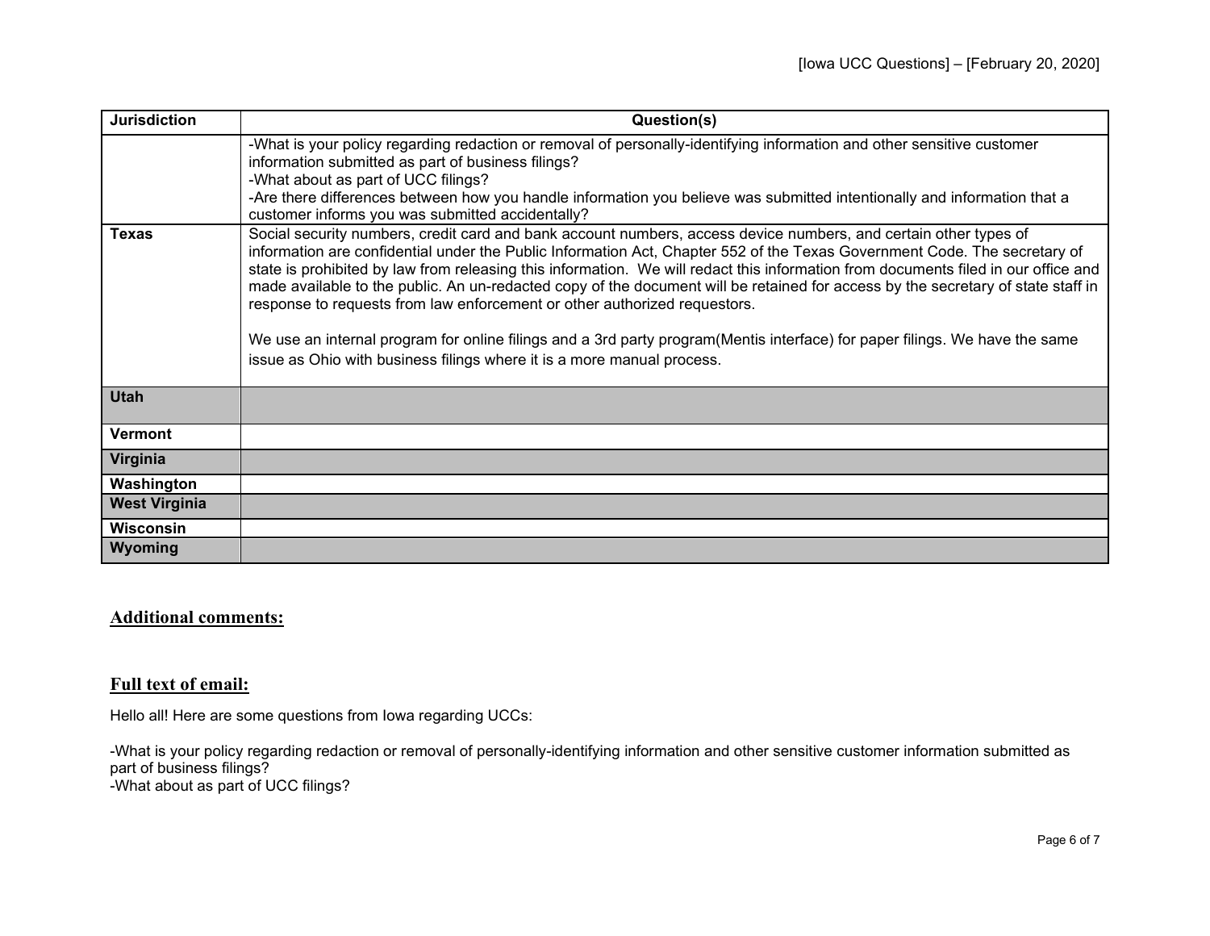| Jurisdiction | Question(s) |
|---|---|
| | -What is your policy regarding redaction or removal of personally-identifying information and other sensitive customer information submitted as part of business filings?<br>-What about as part of UCC filings?<br>-Are there differences between how you handle information you believe was submitted intentionally and information that a customer informs you was submitted accidentally? |
| **Texas** | Social security numbers, credit card and bank account numbers, access device numbers, and certain other types of information are confidential under the Public Information Act, Chapter 552 of the Texas Government Code. The secretary of state is prohibited by law from releasing this information. We will redact this information from documents filed in our office and made available to the public. An un-redacted copy of the document will be retained for access by the secretary of state staff in response to requests from law enforcement or other authorized requestors.<br><br>We use an internal program for online filings and a 3rd party program(Mentis interface) for paper filings. We have the same issue as Ohio with business filings where it is a more manual process. |
| **Utah** | |
| **Vermont** | |
| **Virginia** | |
| **Washington** | |
| **West Virginia** | |
| **Wisconsin** | |
| **Wyoming** | |

## Additional comments:

## Full text of email:

Hello all! Here are some questions from Iowa regarding UCCs:

-What is your policy regarding redaction or removal of personally-identifying information and other sensitive customer information submitted as part of business filings?
-What about as part of UCC filings?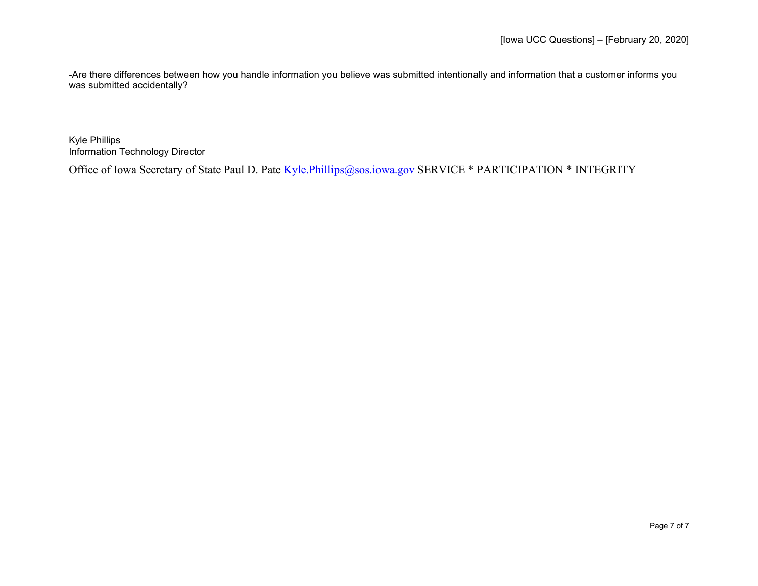-Are there differences between how you handle information you believe was submitted intentionally and information that a customer informs you was submitted accidentally?

Kyle Phillips
Information Technology Director

Office of Iowa Secretary of State Paul D. Pate [Kyle.Phillips@sos.iowa.gov](mailto:Kyle.Phillips@sos.iowa.gov) SERVICE * PARTICIPATION * INTEGRITY